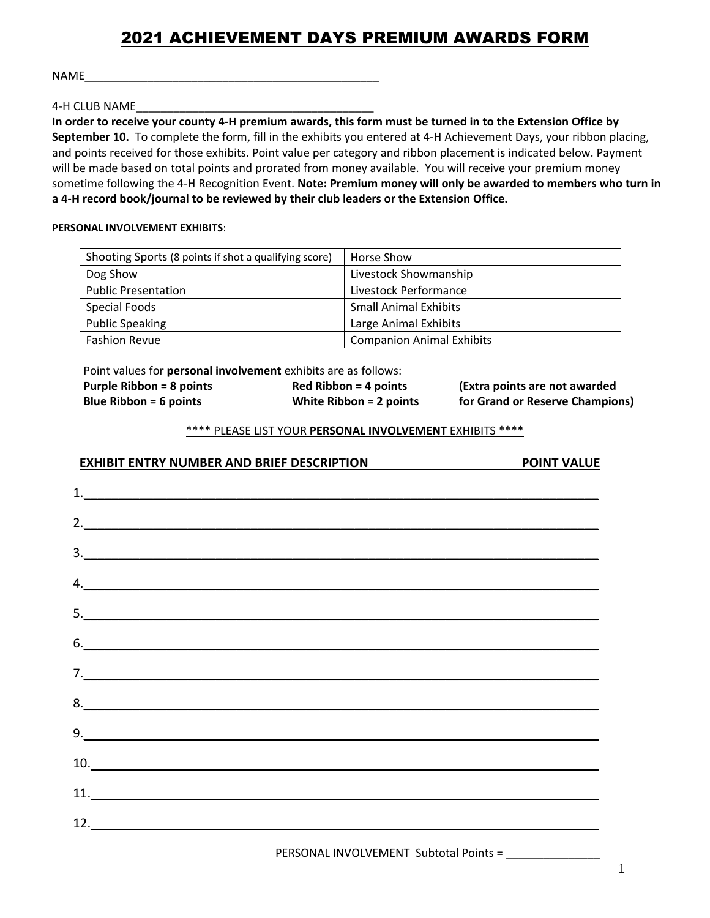# 2021 ACHIEVEMENT DAYS PREMIUM AWARDS FORM

NAME_______________________________________________

4-H CLUB NAME_____________________________________

**In order to receive your county 4-H premium awards, this form must be turned in to the Extension Office by September 10.** To complete the form, fill in the exhibits you entered at 4-H Achievement Days, your ribbon placing, and points received for those exhibits. Point value per category and ribbon placement is indicated below. Payment will be made based on total points and prorated from money available. You will receive your premium money sometime following the 4-H Recognition Event. **Note: Premium money will only be awarded to members who turn in a 4-H record book/journal to be reviewed by their club leaders or the Extension Office.**

**PERSONAL INVOLVEMENT EXHIBITS**:

| | |
|---|---|
| Shooting Sports (8 points if shot a qualifying score) | Horse Show |
| Dog Show | Livestock Showmanship |
| Public Presentation | Livestock Performance |
| Special Foods | Small Animal Exhibits |
| Public Speaking | Large Animal Exhibits |
| Fashion Revue | Companion Animal Exhibits |

Point values for **personal involvement** exhibits are as follows:

| | | |
|---|---|---|
| **Purple Ribbon = 8 points** | **Red Ribbon = 4 points** | **(Extra points are not awarded** |
| **Blue Ribbon = 6 points** | **White Ribbon = 2 points** | **for Grand or Reserve Champions)** |

\*\*\*\* PLEASE LIST YOUR **PERSONAL INVOLVEMENT** EXHIBITS \*\*\*\*

**EXHIBIT ENTRY NUMBER AND BRIEF DESCRIPTION** **POINT VALUE**

1.___________________________________________________________________________

2.___________________________________________________________________________

3.___________________________________________________________________________

4.___________________________________________________________________________

5.___________________________________________________________________________

6.___________________________________________________________________________

7.___________________________________________________________________________

8.___________________________________________________________________________

9.___________________________________________________________________________

10.__________________________________________________________________________

11.__________________________________________________________________________

12.__________________________________________________________________________

PERSONAL INVOLVEMENT Subtotal Points = _______________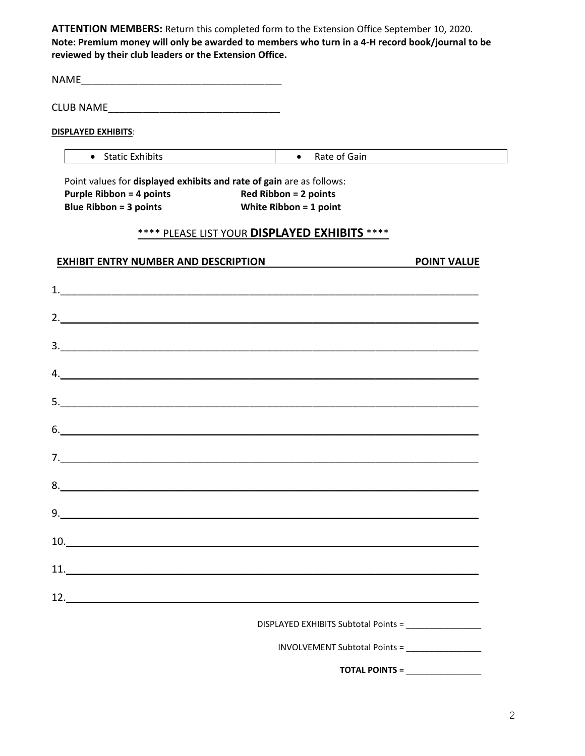**ATTENTION MEMBERS:** Return this completed form to the Extension Office September 10, 2020.
**Note: Premium money will only be awarded to members who turn in a 4-H record book/journal to be reviewed by their club leaders or the Extension Office.**

NAME___________________________________

CLUB NAME______________________________

**DISPLAYED EXHIBITS**:

| | |
|---|---|
| • Static Exhibits | • Rate of Gain |

Point values for **displayed exhibits and rate of gain** are as follows:

**Purple Ribbon = 4 points** **Red Ribbon = 2 points**
**Blue Ribbon = 3 points** **White Ribbon = 1 point**

\*\*\*\* PLEASE LIST YOUR **DISPLAYED EXHIBITS** \*\*\*\*

**EXHIBIT ENTRY NUMBER AND DESCRIPTION** **POINT VALUE**

1.____________________________________________________________________________

2.____________________________________________________________________________

3.____________________________________________________________________________

4.____________________________________________________________________________

5.____________________________________________________________________________

6.____________________________________________________________________________

7.____________________________________________________________________________

8.____________________________________________________________________________

9.____________________________________________________________________________

10.___________________________________________________________________________

11.___________________________________________________________________________

12.___________________________________________________________________________

DISPLAYED EXHIBITS Subtotal Points = ________________

INVOLVEMENT Subtotal Points = ________________

**TOTAL POINTS =** ________________